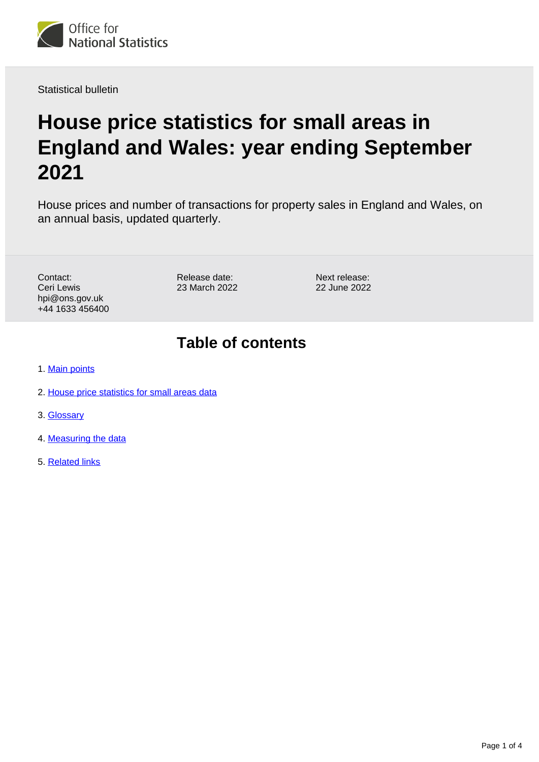Statistical bulletin

# House price statistics for small areas in England and Wales: year ending September 2021

House prices and number of transactions for property sales in England and Wales, on an annual basis, updated quarterly.

Contact:
Ceri Lewis
hpi@ons.gov.uk
+44 1633 456400

Release date:
23 March 2022

Next release:
22 June 2022

## Table of contents

1. Main points
2. House price statistics for small areas data
3. Glossary
4. Measuring the data
5. Related links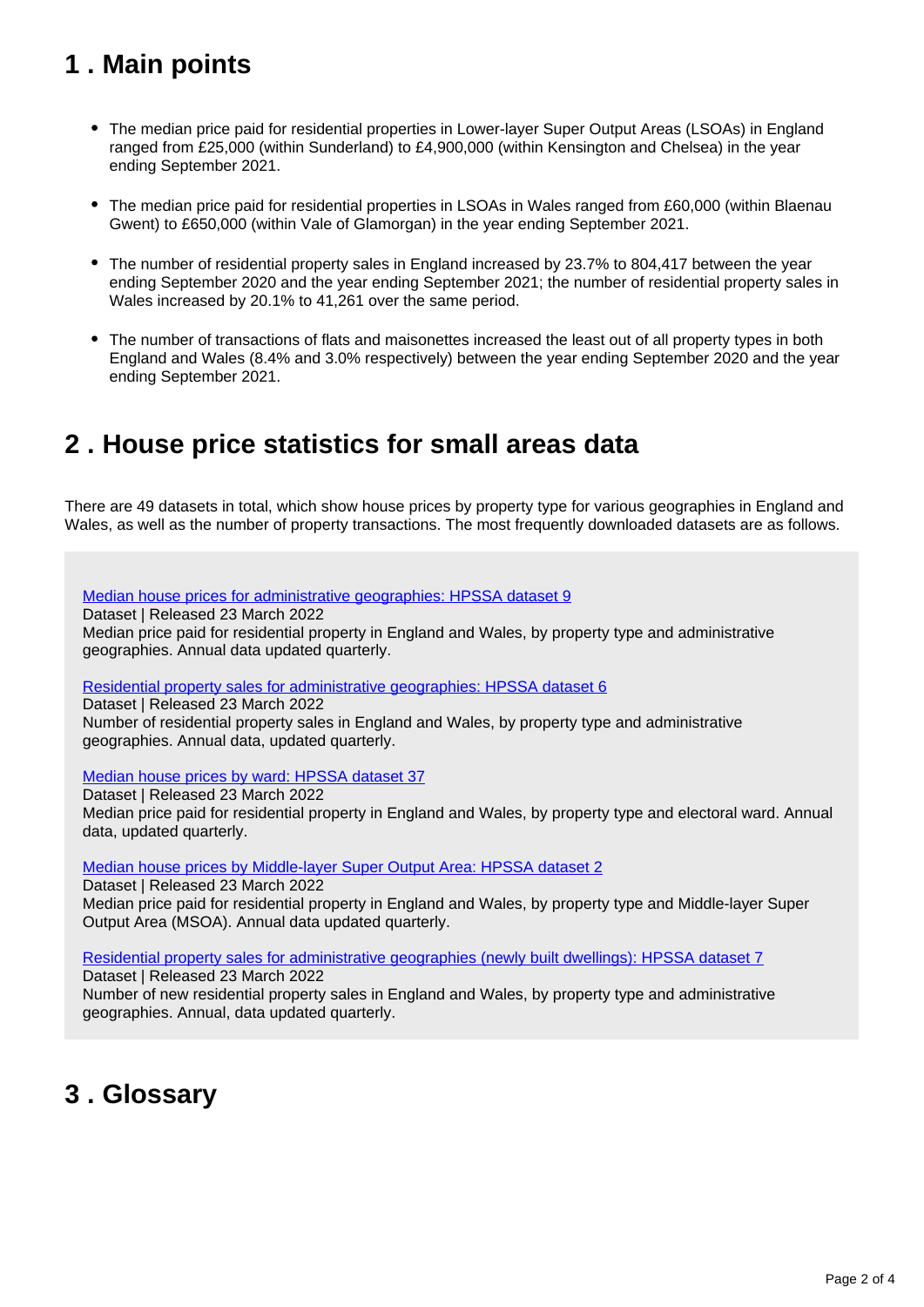## 1 . Main points

- The median price paid for residential properties in Lower-layer Super Output Areas (LSOAs) in England ranged from £25,000 (within Sunderland) to £4,900,000 (within Kensington and Chelsea) in the year ending September 2021.

- The median price paid for residential properties in LSOAs in Wales ranged from £60,000 (within Blaenau Gwent) to £650,000 (within Vale of Glamorgan) in the year ending September 2021.

- The number of residential property sales in England increased by 23.7% to 804,417 between the year ending September 2020 and the year ending September 2021; the number of residential property sales in Wales increased by 20.1% to 41,261 over the same period.

- The number of transactions of flats and maisonettes increased the least out of all property types in both England and Wales (8.4% and 3.0% respectively) between the year ending September 2020 and the year ending September 2021.

## 2 . House price statistics for small areas data

There are 49 datasets in total, which show house prices by property type for various geographies in England and Wales, as well as the number of property transactions. The most frequently downloaded datasets are as follows.

Median house prices for administrative geographies: HPSSA dataset 9
Dataset | Released 23 March 2022
Median price paid for residential property in England and Wales, by property type and administrative geographies. Annual data updated quarterly.

Residential property sales for administrative geographies: HPSSA dataset 6
Dataset | Released 23 March 2022
Number of residential property sales in England and Wales, by property type and administrative geographies. Annual data, updated quarterly.

Median house prices by ward: HPSSA dataset 37
Dataset | Released 23 March 2022
Median price paid for residential property in England and Wales, by property type and electoral ward. Annual data, updated quarterly.

Median house prices by Middle-layer Super Output Area: HPSSA dataset 2
Dataset | Released 23 March 2022
Median price paid for residential property in England and Wales, by property type and Middle-layer Super Output Area (MSOA). Annual data updated quarterly.

Residential property sales for administrative geographies (newly built dwellings): HPSSA dataset 7
Dataset | Released 23 March 2022
Number of new residential property sales in England and Wales, by property type and administrative geographies. Annual, data updated quarterly.

## 3 . Glossary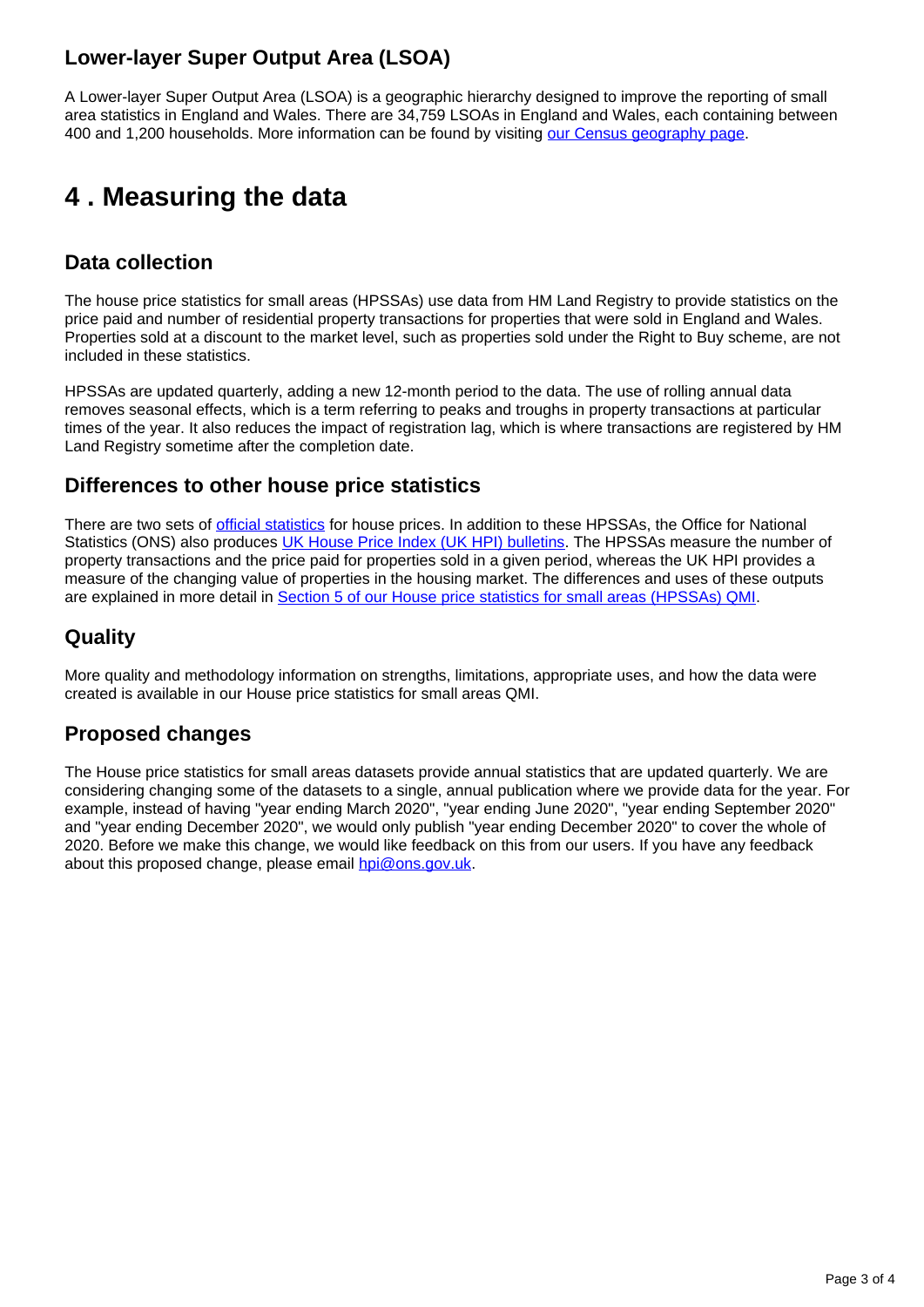### Lower-layer Super Output Area (LSOA)

A Lower-layer Super Output Area (LSOA) is a geographic hierarchy designed to improve the reporting of small area statistics in England and Wales. There are 34,759 LSOAs in England and Wales, each containing between 400 and 1,200 households. More information can be found by visiting our Census geography page.

## 4 . Measuring the data

### Data collection

The house price statistics for small areas (HPSSAs) use data from HM Land Registry to provide statistics on the price paid and number of residential property transactions for properties that were sold in England and Wales. Properties sold at a discount to the market level, such as properties sold under the Right to Buy scheme, are not included in these statistics.

HPSSAs are updated quarterly, adding a new 12-month period to the data. The use of rolling annual data removes seasonal effects, which is a term referring to peaks and troughs in property transactions at particular times of the year. It also reduces the impact of registration lag, which is where transactions are registered by HM Land Registry sometime after the completion date.

### Differences to other house price statistics

There are two sets of official statistics for house prices. In addition to these HPSSAs, the Office for National Statistics (ONS) also produces UK House Price Index (UK HPI) bulletins. The HPSSAs measure the number of property transactions and the price paid for properties sold in a given period, whereas the UK HPI provides a measure of the changing value of properties in the housing market. The differences and uses of these outputs are explained in more detail in Section 5 of our House price statistics for small areas (HPSSAs) QMI.

### Quality

More quality and methodology information on strengths, limitations, appropriate uses, and how the data were created is available in our House price statistics for small areas QMI.

### Proposed changes

The House price statistics for small areas datasets provide annual statistics that are updated quarterly. We are considering changing some of the datasets to a single, annual publication where we provide data for the year. For example, instead of having "year ending March 2020", "year ending June 2020", "year ending September 2020" and "year ending December 2020", we would only publish "year ending December 2020" to cover the whole of 2020. Before we make this change, we would like feedback on this from our users. If you have any feedback about this proposed change, please email hpi@ons.gov.uk.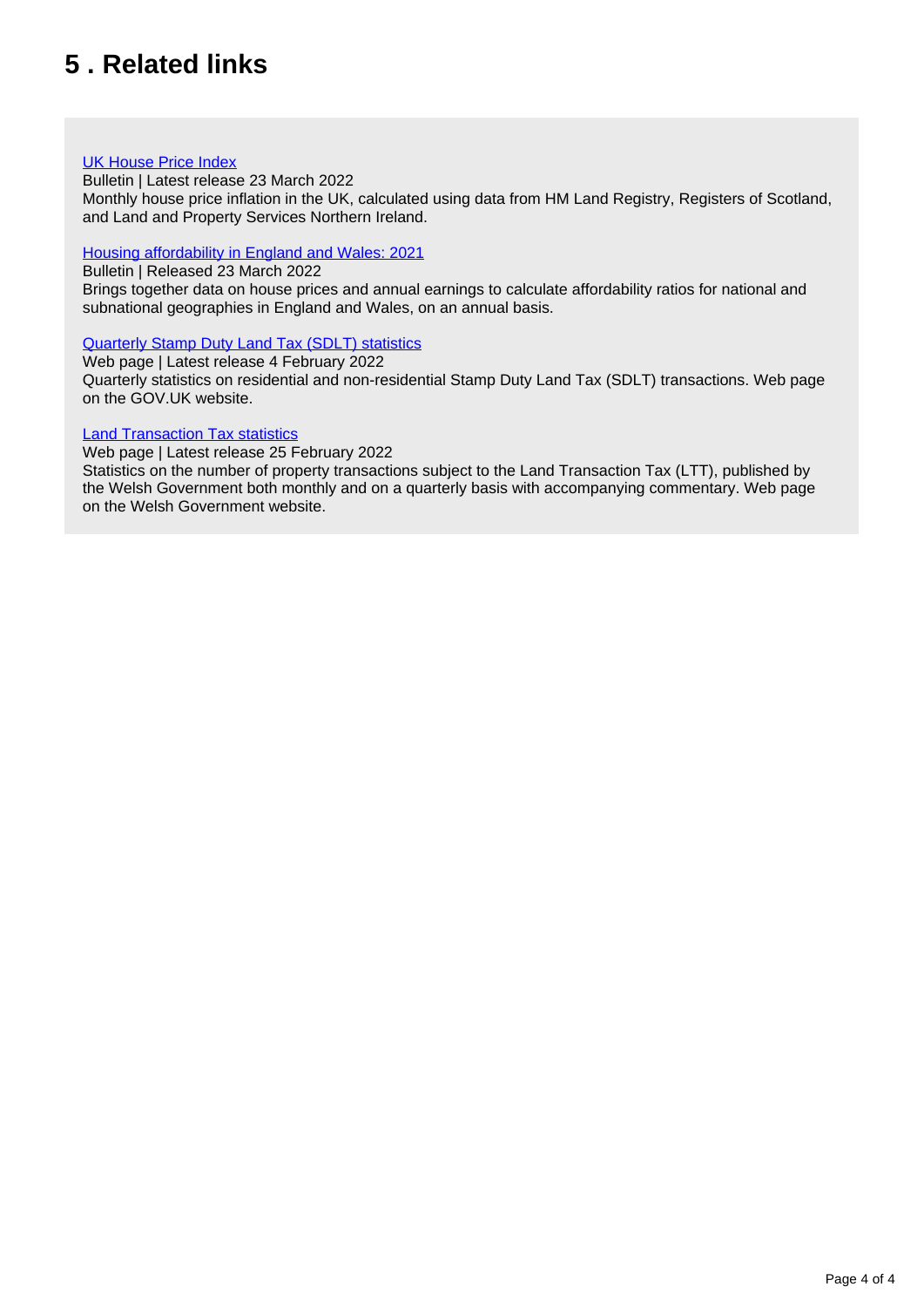## 5 . Related links

UK House Price Index
Bulletin | Latest release 23 March 2022
Monthly house price inflation in the UK, calculated using data from HM Land Registry, Registers of Scotland, and Land and Property Services Northern Ireland.

Housing affordability in England and Wales: 2021
Bulletin | Released 23 March 2022
Brings together data on house prices and annual earnings to calculate affordability ratios for national and subnational geographies in England and Wales, on an annual basis.

Quarterly Stamp Duty Land Tax (SDLT) statistics
Web page | Latest release 4 February 2022
Quarterly statistics on residential and non-residential Stamp Duty Land Tax (SDLT) transactions. Web page on the GOV.UK website.

Land Transaction Tax statistics
Web page | Latest release 25 February 2022
Statistics on the number of property transactions subject to the Land Transaction Tax (LTT), published by the Welsh Government both monthly and on a quarterly basis with accompanying commentary. Web page on the Welsh Government website.